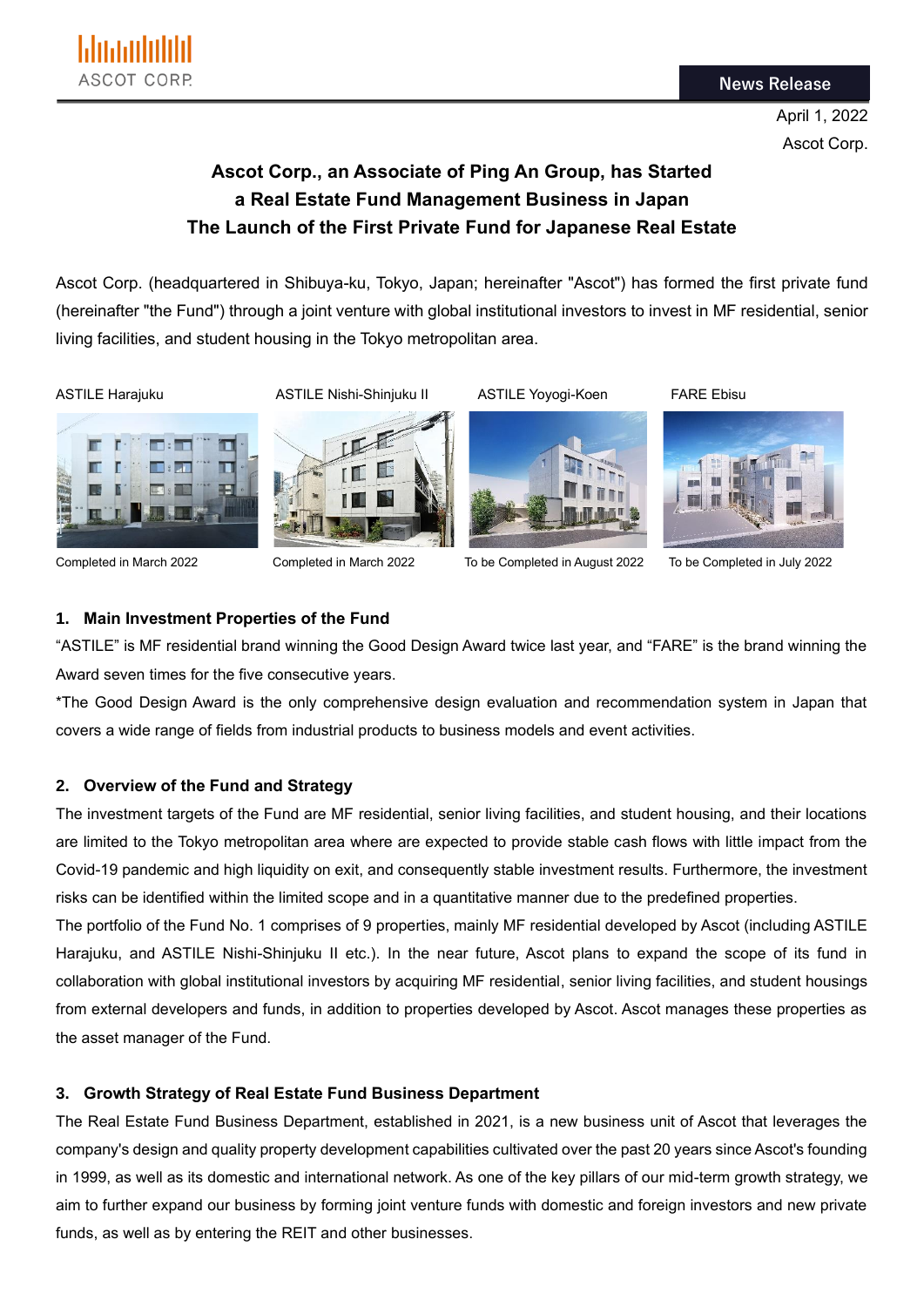ASCOT CORP.

News Release

April 1, 2022

Ascot Corp.

# Ascot Corp., an Associate of Ping An Group, has Started a Real Estate Fund Management Business in Japan The Launch of the First Private Fund for Japanese Real Estate

Ascot Corp. (headquartered in Shibuya-ku, Tokyo, Japan; hereinafter "Ascot") has formed the first private fund (hereinafter "the Fund") through a joint venture with global institutional investors to invest in MF residential, senior living facilities, and student housing in the Tokyo metropolitan area.

ASTILE Harajuku

Completed in March 2022

ASTILE Nishi-Shinjuku II

Completed in March 2022

ASTILE Yoyogi-Koen

To be Completed in August 2022

FARE Ebisu

To be Completed in July 2022

## 1. Main Investment Properties of the Fund

"ASTILE" is MF residential brand winning the Good Design Award twice last year, and "FARE" is the brand winning the Award seven times for the five consecutive years.

*The Good Design Award is the only comprehensive design evaluation and recommendation system in Japan that covers a wide range of fields from industrial products to business models and event activities.

## 2. Overview of the Fund and Strategy

The investment targets of the Fund are MF residential, senior living facilities, and student housing, and their locations are limited to the Tokyo metropolitan area where are expected to provide stable cash flows with little impact from the Covid-19 pandemic and high liquidity on exit, and consequently stable investment results. Furthermore, the investment risks can be identified within the limited scope and in a quantitative manner due to the predefined properties.

The portfolio of the Fund No. 1 comprises of 9 properties, mainly MF residential developed by Ascot (including ASTILE Harajuku, and ASTILE Nishi-Shinjuku II etc.). In the near future, Ascot plans to expand the scope of its fund in collaboration with global institutional investors by acquiring MF residential, senior living facilities, and student housings from external developers and funds, in addition to properties developed by Ascot. Ascot manages these properties as the asset manager of the Fund.

## 3. Growth Strategy of Real Estate Fund Business Department

The Real Estate Fund Business Department, established in 2021, is a new business unit of Ascot that leverages the company's design and quality property development capabilities cultivated over the past 20 years since Ascot's founding in 1999, as well as its domestic and international network. As one of the key pillars of our mid-term growth strategy, we aim to further expand our business by forming joint venture funds with domestic and foreign investors and new private funds, as well as by entering the REIT and other businesses.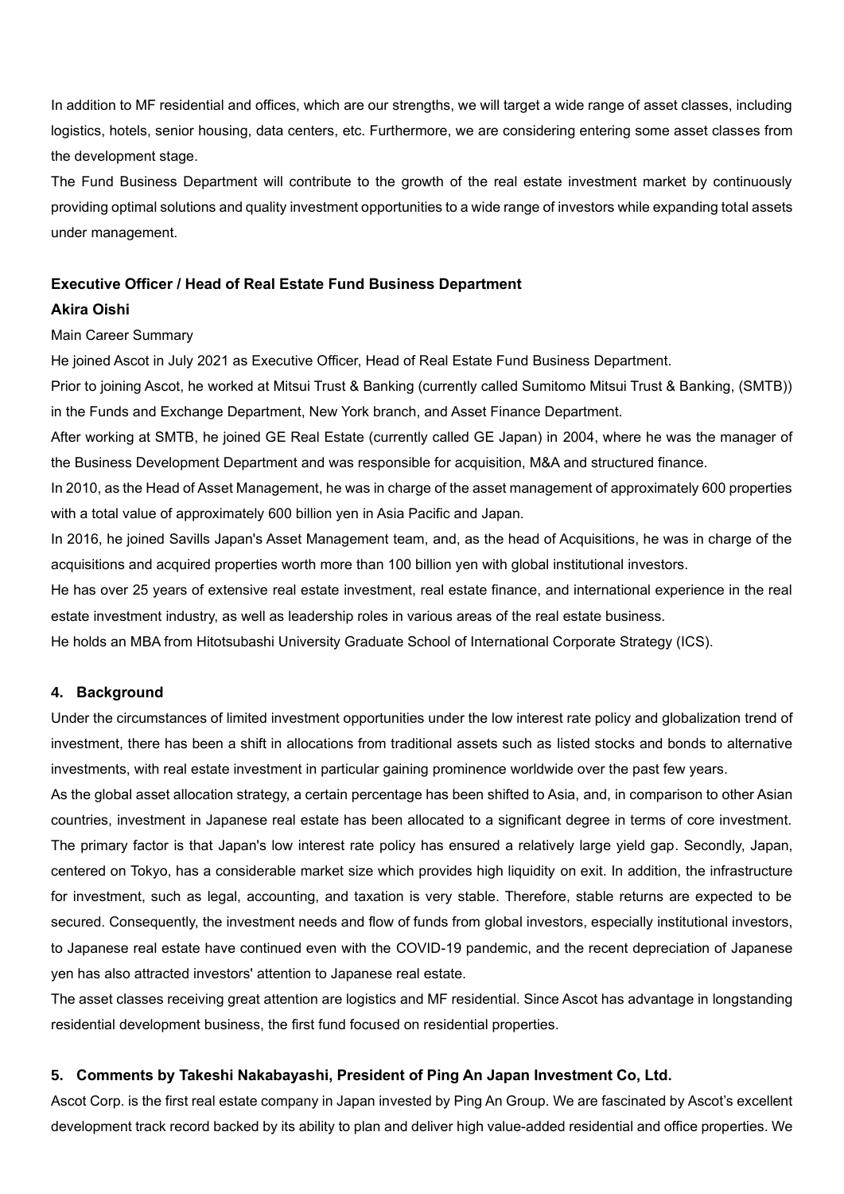In addition to MF residential and offices, which are our strengths, we will target a wide range of asset classes, including logistics, hotels, senior housing, data centers, etc. Furthermore, we are considering entering some asset classes from the development stage.

The Fund Business Department will contribute to the growth of the real estate investment market by continuously providing optimal solutions and quality investment opportunities to a wide range of investors while expanding total assets under management.

**Executive Officer / Head of Real Estate Fund Business Department**

**Akira Oishi**

Main Career Summary

He joined Ascot in July 2021 as Executive Officer, Head of Real Estate Fund Business Department.

Prior to joining Ascot, he worked at Mitsui Trust & Banking (currently called Sumitomo Mitsui Trust & Banking, (SMTB)) in the Funds and Exchange Department, New York branch, and Asset Finance Department.

After working at SMTB, he joined GE Real Estate (currently called GE Japan) in 2004, where he was the manager of the Business Development Department and was responsible for acquisition, M&A and structured finance.

In 2010, as the Head of Asset Management, he was in charge of the asset management of approximately 600 properties with a total value of approximately 600 billion yen in Asia Pacific and Japan.

In 2016, he joined Savills Japan's Asset Management team, and, as the head of Acquisitions, he was in charge of the acquisitions and acquired properties worth more than 100 billion yen with global institutional investors.

He has over 25 years of extensive real estate investment, real estate finance, and international experience in the real estate investment industry, as well as leadership roles in various areas of the real estate business.

He holds an MBA from Hitotsubashi University Graduate School of International Corporate Strategy (ICS).

### 4. Background

Under the circumstances of limited investment opportunities under the low interest rate policy and globalization trend of investment, there has been a shift in allocations from traditional assets such as listed stocks and bonds to alternative investments, with real estate investment in particular gaining prominence worldwide over the past few years.

As the global asset allocation strategy, a certain percentage has been shifted to Asia, and, in comparison to other Asian countries, investment in Japanese real estate has been allocated to a significant degree in terms of core investment. The primary factor is that Japan's low interest rate policy has ensured a relatively large yield gap. Secondly, Japan, centered on Tokyo, has a considerable market size which provides high liquidity on exit. In addition, the infrastructure for investment, such as legal, accounting, and taxation is very stable. Therefore, stable returns are expected to be secured. Consequently, the investment needs and flow of funds from global investors, especially institutional investors, to Japanese real estate have continued even with the COVID-19 pandemic, and the recent depreciation of Japanese yen has also attracted investors' attention to Japanese real estate.

The asset classes receiving great attention are logistics and MF residential. Since Ascot has advantage in longstanding residential development business, the first fund focused on residential properties.

### 5. Comments by Takeshi Nakabayashi, President of Ping An Japan Investment Co, Ltd.

Ascot Corp. is the first real estate company in Japan invested by Ping An Group. We are fascinated by Ascot's excellent development track record backed by its ability to plan and deliver high value-added residential and office properties. We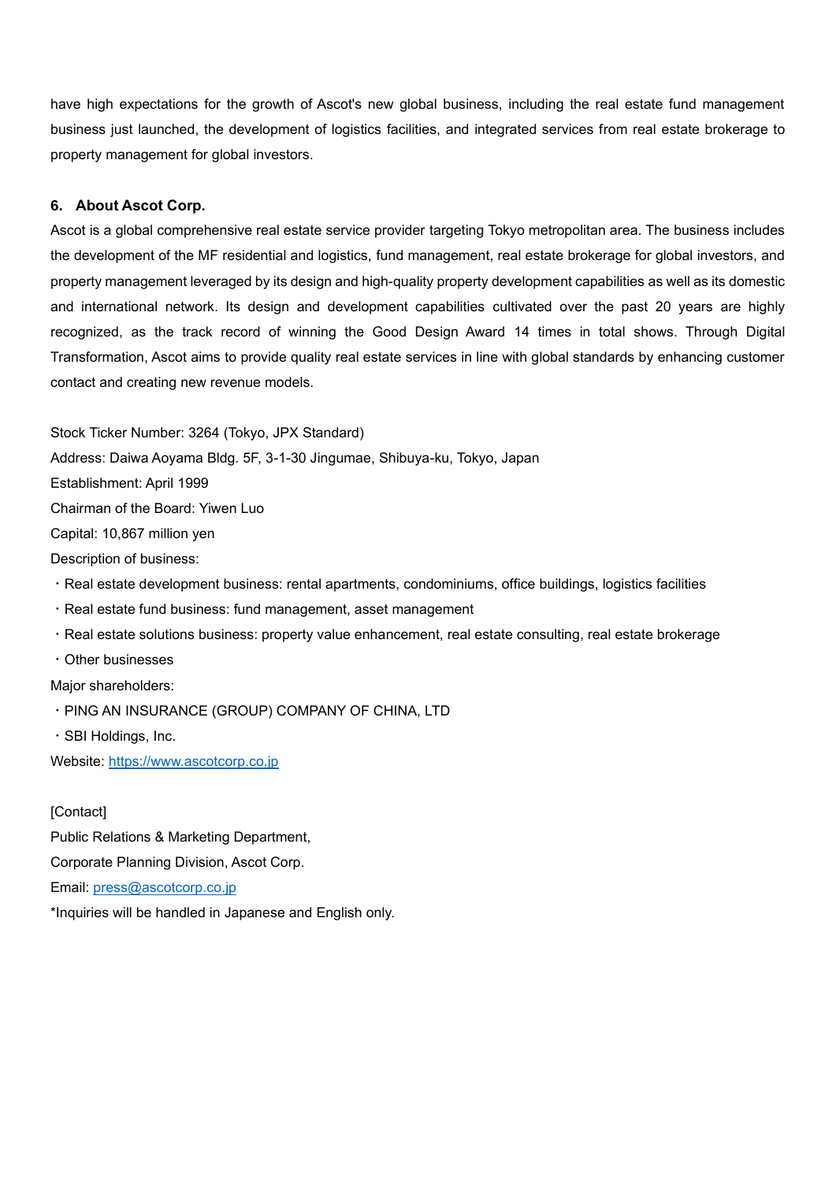have high expectations for the growth of Ascot's new global business, including the real estate fund management business just launched, the development of logistics facilities, and integrated services from real estate brokerage to property management for global investors.

## 6. About Ascot Corp.

Ascot is a global comprehensive real estate service provider targeting Tokyo metropolitan area. The business includes the development of the MF residential and logistics, fund management, real estate brokerage for global investors, and property management leveraged by its design and high-quality property development capabilities as well as its domestic and international network. Its design and development capabilities cultivated over the past 20 years are highly recognized, as the track record of winning the Good Design Award 14 times in total shows. Through Digital Transformation, Ascot aims to provide quality real estate services in line with global standards by enhancing customer contact and creating new revenue models.

Stock Ticker Number: 3264 (Tokyo, JPX Standard)

Address: Daiwa Aoyama Bldg. 5F, 3-1-30 Jingumae, Shibuya-ku, Tokyo, Japan

Establishment: April 1999

Chairman of the Board: Yiwen Luo

Capital: 10,867 million yen

Description of business:

・Real estate development business: rental apartments, condominiums, office buildings, logistics facilities

・Real estate fund business: fund management, asset management

・Real estate solutions business: property value enhancement, real estate consulting, real estate brokerage

・Other businesses

Major shareholders:

・PING AN INSURANCE (GROUP) COMPANY OF CHINA, LTD

・SBI Holdings, Inc.

Website: [https://www.ascotcorp.co.jp](https://www.ascotcorp.co.jp)

[Contact]

Public Relations & Marketing Department,

Corporate Planning Division, Ascot Corp.

Email: [press@ascotcorp.co.jp](mailto:press@ascotcorp.co.jp)

*Inquiries will be handled in Japanese and English only.